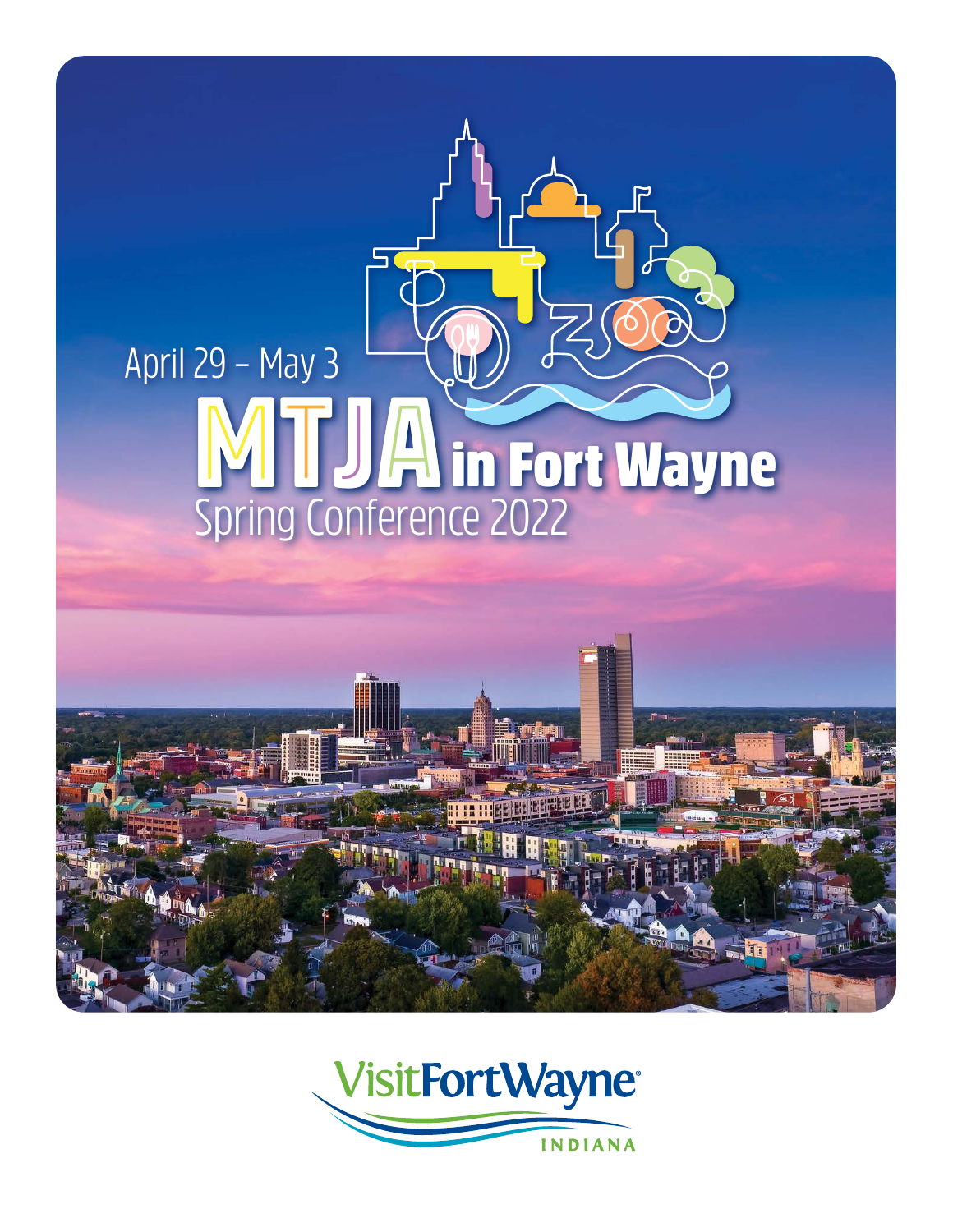April 29 – May 3

# MTJA in Fort Wayne

## Spring Conference 2022

VisitFortWayne INDIANA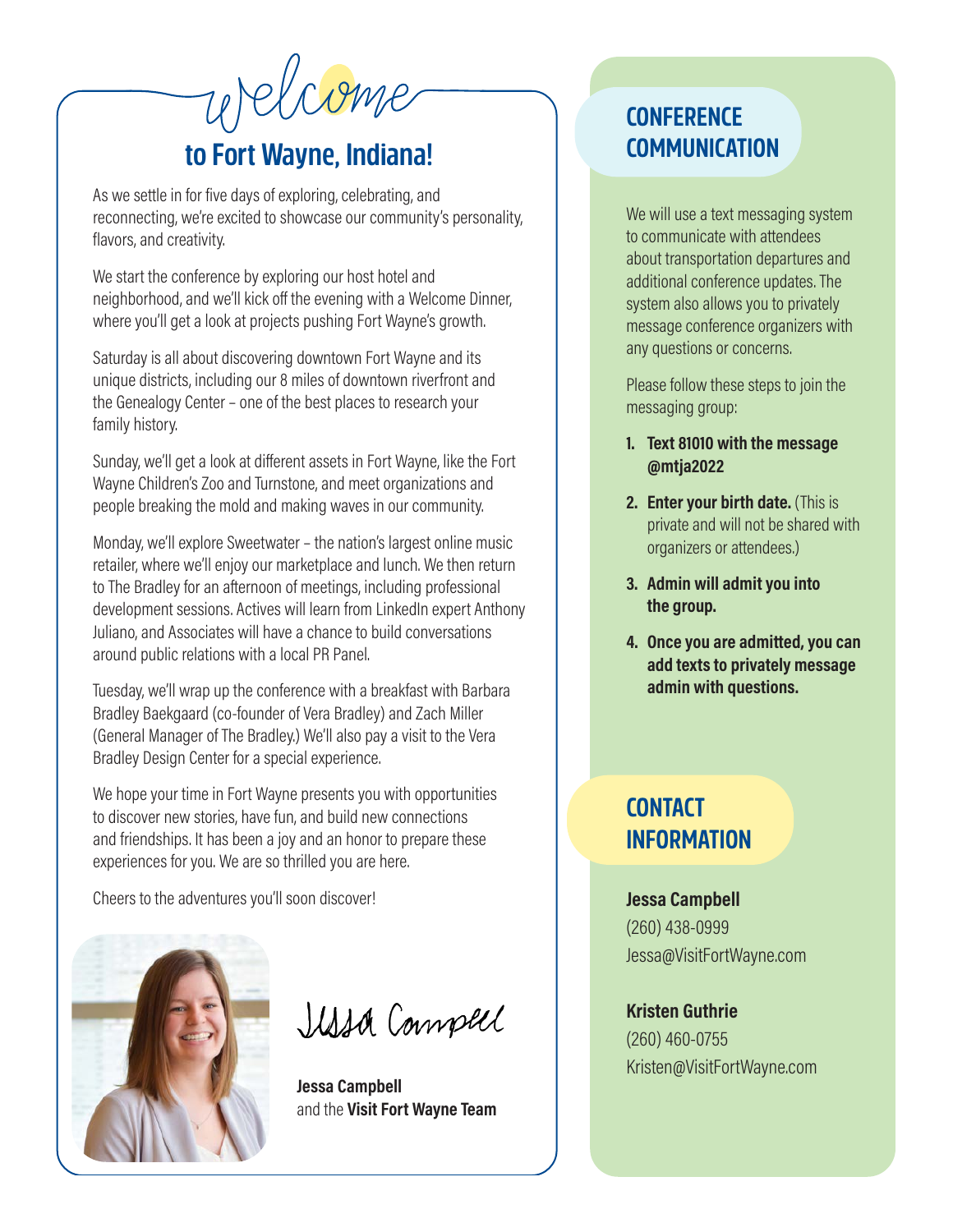# Welcome to Fort Wayne, Indiana!

As we settle in for five days of exploring, celebrating, and reconnecting, we're excited to showcase our community's personality, flavors, and creativity.

We start the conference by exploring our host hotel and neighborhood, and we'll kick off the evening with a Welcome Dinner, where you'll get a look at projects pushing Fort Wayne's growth.

Saturday is all about discovering downtown Fort Wayne and its unique districts, including our 8 miles of downtown riverfront and the Genealogy Center – one of the best places to research your family history.

Sunday, we'll get a look at different assets in Fort Wayne, like the Fort Wayne Children's Zoo and Turnstone, and meet organizations and people breaking the mold and making waves in our community.

Monday, we'll explore Sweetwater – the nation's largest online music retailer, where we'll enjoy our marketplace and lunch. We then return to The Bradley for an afternoon of meetings, including professional development sessions. Actives will learn from LinkedIn expert Anthony Juliano, and Associates will have a chance to build conversations around public relations with a local PR Panel.

Tuesday, we'll wrap up the conference with a breakfast with Barbara Bradley Baekgaard (co-founder of Vera Bradley) and Zach Miller (General Manager of The Bradley.) We'll also pay a visit to the Vera Bradley Design Center for a special experience.

We hope your time in Fort Wayne presents you with opportunities to discover new stories, have fun, and build new connections and friendships. It has been a joy and an honor to prepare these experiences for you. We are so thrilled you are here.

Cheers to the adventures you'll soon discover!

Jessa Campbell

**Jessa Campbell**
and the **Visit Fort Wayne Team**

## CONFERENCE COMMUNICATION

We will use a text messaging system to communicate with attendees about transportation departures and additional conference updates. The system also allows you to privately message conference organizers with any questions or concerns.

Please follow these steps to join the messaging group:

1. **Text 81010 with the message @mtja2022**
2. **Enter your birth date.** (This is private and will not be shared with organizers or attendees.)
3. **Admin will admit you into the group.**
4. **Once you are admitted, you can add texts to privately message admin with questions.**

## CONTACT INFORMATION

**Jessa Campbell**
(260) 438-0999
Jessa@VisitFortWayne.com

**Kristen Guthrie**
(260) 460-0755
Kristen@VisitFortWayne.com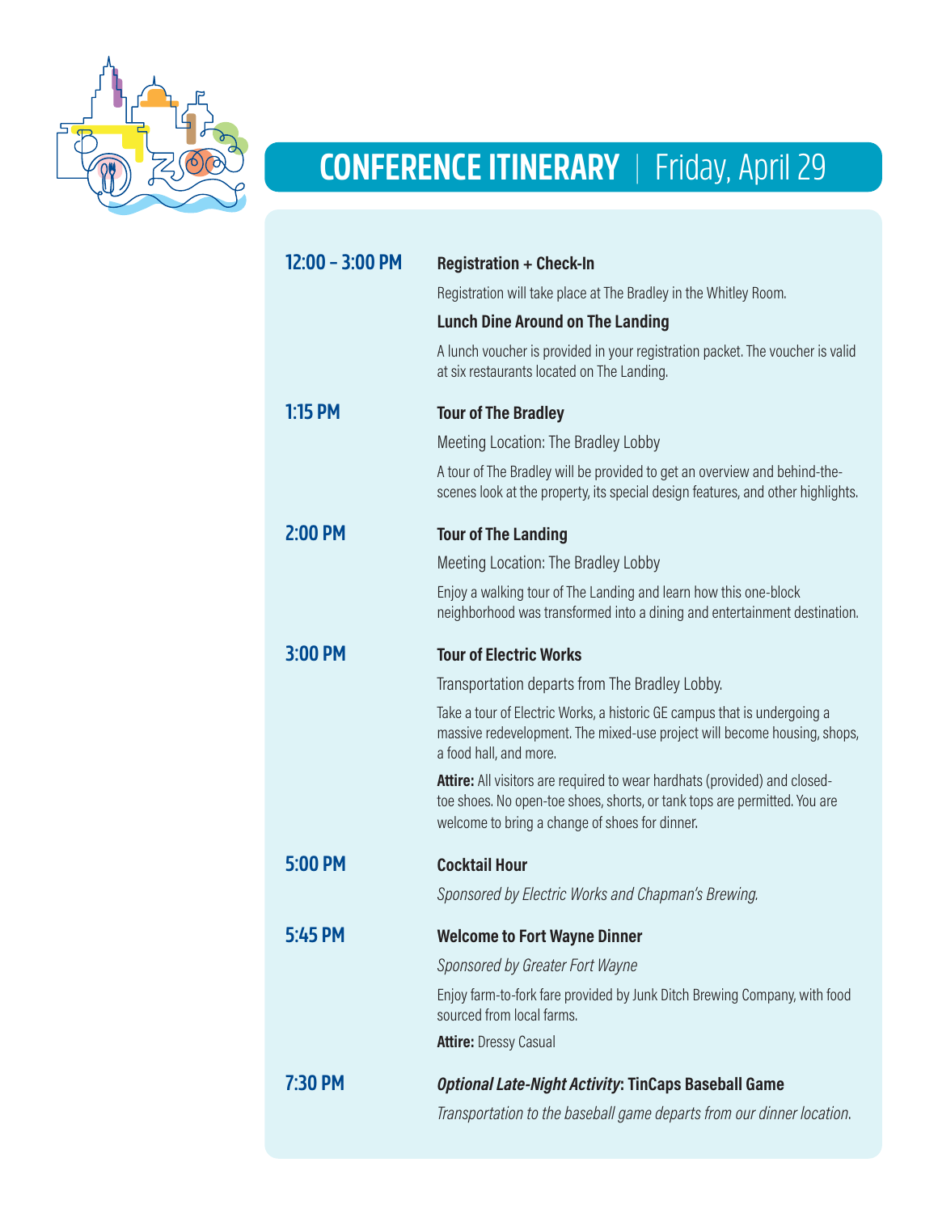# CONFERENCE ITINERARY | Friday, April 29

**12:00 – 3:00 PM**

**Registration + Check-In**

Registration will take place at The Bradley in the Whitley Room.

**Lunch Dine Around on The Landing**

A lunch voucher is provided in your registration packet. The voucher is valid at six restaurants located on The Landing.

**1:15 PM**

**Tour of The Bradley**

Meeting Location: The Bradley Lobby

A tour of The Bradley will be provided to get an overview and behind-the-scenes look at the property, its special design features, and other highlights.

**2:00 PM**

**Tour of The Landing**

Meeting Location: The Bradley Lobby

Enjoy a walking tour of The Landing and learn how this one-block neighborhood was transformed into a dining and entertainment destination.

**3:00 PM**

**Tour of Electric Works**

Transportation departs from The Bradley Lobby.

Take a tour of Electric Works, a historic GE campus that is undergoing a massive redevelopment. The mixed-use project will become housing, shops, a food hall, and more.

**Attire:** All visitors are required to wear hardhats (provided) and closed-toe shoes. No open-toe shoes, shorts, or tank tops are permitted. You are welcome to bring a change of shoes for dinner.

**5:00 PM**

**Cocktail Hour**

*Sponsored by Electric Works and Chapman's Brewing.*

**5:45 PM**

**Welcome to Fort Wayne Dinner**

*Sponsored by Greater Fort Wayne*

Enjoy farm-to-fork fare provided by Junk Ditch Brewing Company, with food sourced from local farms.

**Attire:** Dressy Casual

**7:30 PM**

***Optional Late-Night Activity*: TinCaps Baseball Game**

*Transportation to the baseball game departs from our dinner location.*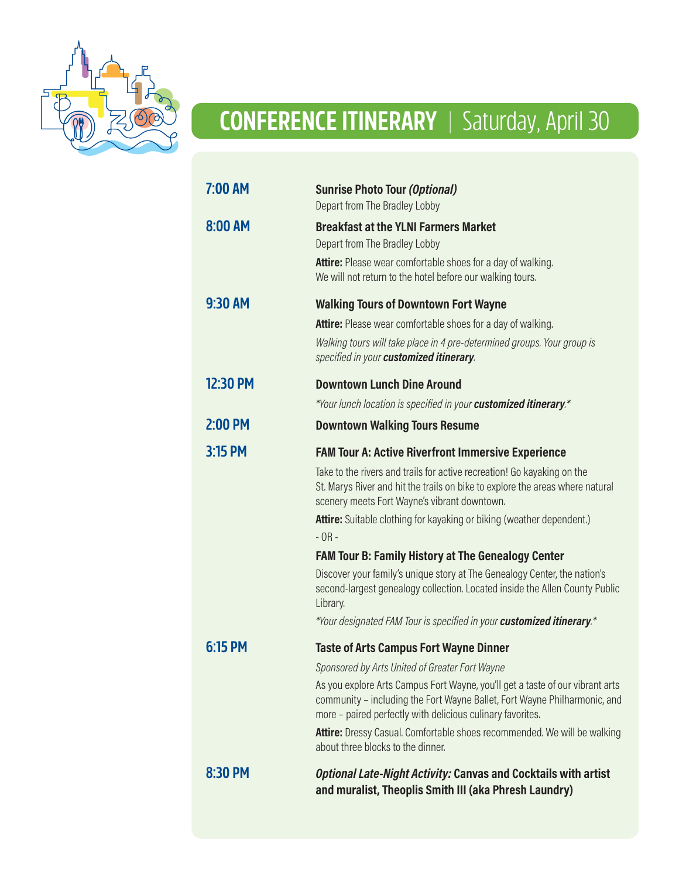# CONFERENCE ITINERARY | Saturday, April 30

**7:00 AM**

**Sunrise Photo Tour *(Optional)***
Depart from The Bradley Lobby

**8:00 AM**

**Breakfast at the YLNI Farmers Market**
Depart from The Bradley Lobby

**Attire:** Please wear comfortable shoes for a day of walking. We will not return to the hotel before our walking tours.

**9:30 AM**

**Walking Tours of Downtown Fort Wayne**

**Attire:** Please wear comfortable shoes for a day of walking.

*Walking tours will take place in 4 pre-determined groups. Your group is specified in your **customized itinerary**.*

**12:30 PM**

**Downtown Lunch Dine Around**

*\*Your lunch location is specified in your **customized itinerary**.\**

**2:00 PM**

**Downtown Walking Tours Resume**

**3:15 PM**

**FAM Tour A: Active Riverfront Immersive Experience**

Take to the rivers and trails for active recreation! Go kayaking on the St. Marys River and hit the trails on bike to explore the areas where natural scenery meets Fort Wayne's vibrant downtown.

**Attire:** Suitable clothing for kayaking or biking (weather dependent.)

\- OR -

**FAM Tour B: Family History at The Genealogy Center**

Discover your family's unique story at The Genealogy Center, the nation's second-largest genealogy collection. Located inside the Allen County Public Library.

*\*Your designated FAM Tour is specified in your **customized itinerary**.\**

**6:15 PM**

**Taste of Arts Campus Fort Wayne Dinner**

*Sponsored by Arts United of Greater Fort Wayne*

As you explore Arts Campus Fort Wayne, you'll get a taste of our vibrant arts community – including the Fort Wayne Ballet, Fort Wayne Philharmonic, and more – paired perfectly with delicious culinary favorites.

**Attire:** Dressy Casual. Comfortable shoes recommended. We will be walking about three blocks to the dinner.

**8:30 PM**

***Optional Late-Night Activity:* Canvas and Cocktails with artist and muralist, Theoplis Smith III (aka Phresh Laundry)**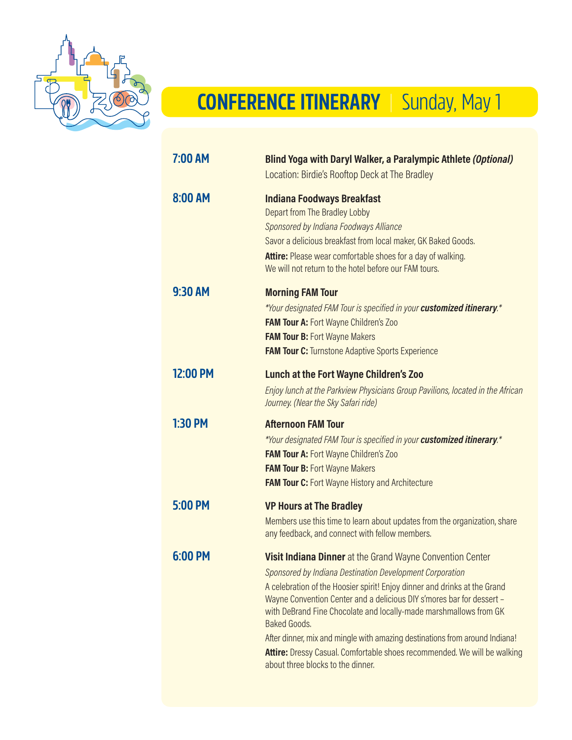# CONFERENCE ITINERARY | Sunday, May 1

**7:00 AM**

**Blind Yoga with Daryl Walker, a Paralympic Athlete *(Optional)***
Location: Birdie's Rooftop Deck at The Bradley

**8:00 AM**

**Indiana Foodways Breakfast**
Depart from The Bradley Lobby
*Sponsored by Indiana Foodways Alliance*
Savor a delicious breakfast from local maker, GK Baked Goods.
**Attire:** Please wear comfortable shoes for a day of walking.
We will not return to the hotel before our FAM tours.

**9:30 AM**

**Morning FAM Tour**
*\*Your designated FAM Tour is specified in your **customized itinerary**.\**
**FAM Tour A:** Fort Wayne Children's Zoo
**FAM Tour B:** Fort Wayne Makers
**FAM Tour C:** Turnstone Adaptive Sports Experience

**12:00 PM**

**Lunch at the Fort Wayne Children's Zoo**
*Enjoy lunch at the Parkview Physicians Group Pavilions, located in the African Journey. (Near the Sky Safari ride)*

**1:30 PM**

**Afternoon FAM Tour**
*\*Your designated FAM Tour is specified in your **customized itinerary**.\**
**FAM Tour A:** Fort Wayne Children's Zoo
**FAM Tour B:** Fort Wayne Makers
**FAM Tour C:** Fort Wayne History and Architecture

**5:00 PM**

**VP Hours at The Bradley**
Members use this time to learn about updates from the organization, share any feedback, and connect with fellow members.

**6:00 PM**

**Visit Indiana Dinner** at the Grand Wayne Convention Center
*Sponsored by Indiana Destination Development Corporation*
A celebration of the Hoosier spirit! Enjoy dinner and drinks at the Grand Wayne Convention Center and a delicious DIY s'mores bar for dessert – with DeBrand Fine Chocolate and locally-made marshmallows from GK Baked Goods.
After dinner, mix and mingle with amazing destinations from around Indiana!
**Attire:** Dressy Casual. Comfortable shoes recommended. We will be walking about three blocks to the dinner.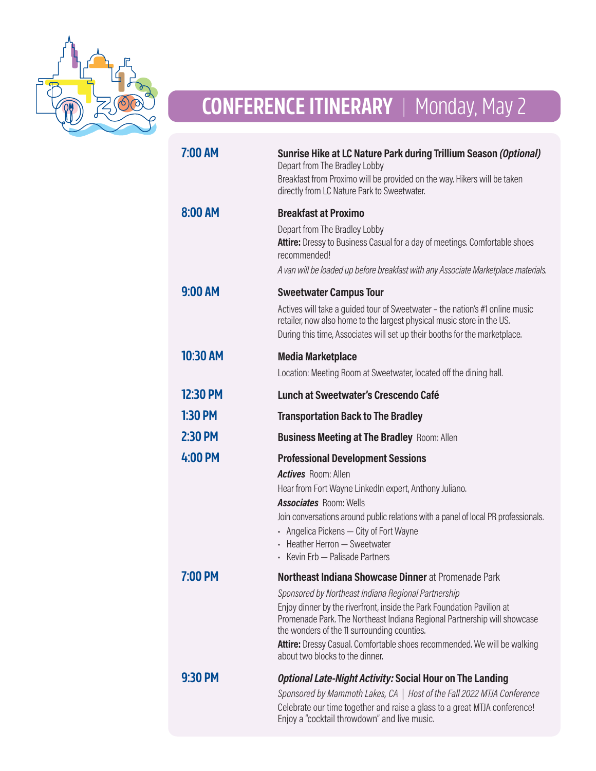# CONFERENCE ITINERARY | Monday, May 2

**7:00 AM**

**Sunrise Hike at LC Nature Park during Trillium Season *(Optional)***
Depart from The Bradley Lobby
Breakfast from Proximo will be provided on the way. Hikers will be taken directly from LC Nature Park to Sweetwater.

**8:00 AM**

**Breakfast at Proximo**

Depart from The Bradley Lobby
**Attire:** Dressy to Business Casual for a day of meetings. Comfortable shoes recommended!

*A van will be loaded up before breakfast with any Associate Marketplace materials.*

**9:00 AM**

**Sweetwater Campus Tour**

Actives will take a guided tour of Sweetwater – the nation's #1 online music retailer, now also home to the largest physical music store in the US.
During this time, Associates will set up their booths for the marketplace.

**10:30 AM**

**Media Marketplace**

Location: Meeting Room at Sweetwater, located off the dining hall.

**12:30 PM**

**Lunch at Sweetwater's Crescendo Café**

**1:30 PM**

**Transportation Back to The Bradley**

**2:30 PM**

**Business Meeting at The Bradley** Room: Allen

**4:00 PM**

**Professional Development Sessions**

***Actives*** Room: Allen
Hear from Fort Wayne LinkedIn expert, Anthony Juliano.

***Associates*** Room: Wells
Join conversations around public relations with a panel of local PR professionals.

- Angelica Pickens — City of Fort Wayne
- Heather Herron — Sweetwater
- Kevin Erb — Palisade Partners

**7:00 PM**

**Northeast Indiana Showcase Dinner** at Promenade Park

*Sponsored by Northeast Indiana Regional Partnership*
Enjoy dinner by the riverfront, inside the Park Foundation Pavilion at Promenade Park. The Northeast Indiana Regional Partnership will showcase the wonders of the 11 surrounding counties.
**Attire:** Dressy Casual. Comfortable shoes recommended. We will be walking about two blocks to the dinner.

**9:30 PM**

***Optional Late-Night Activity:* Social Hour on The Landing**

*Sponsored by Mammoth Lakes, CA | Host of the Fall 2022 MTJA Conference*
Celebrate our time together and raise a glass to a great MTJA conference! Enjoy a "cocktail throwdown" and live music.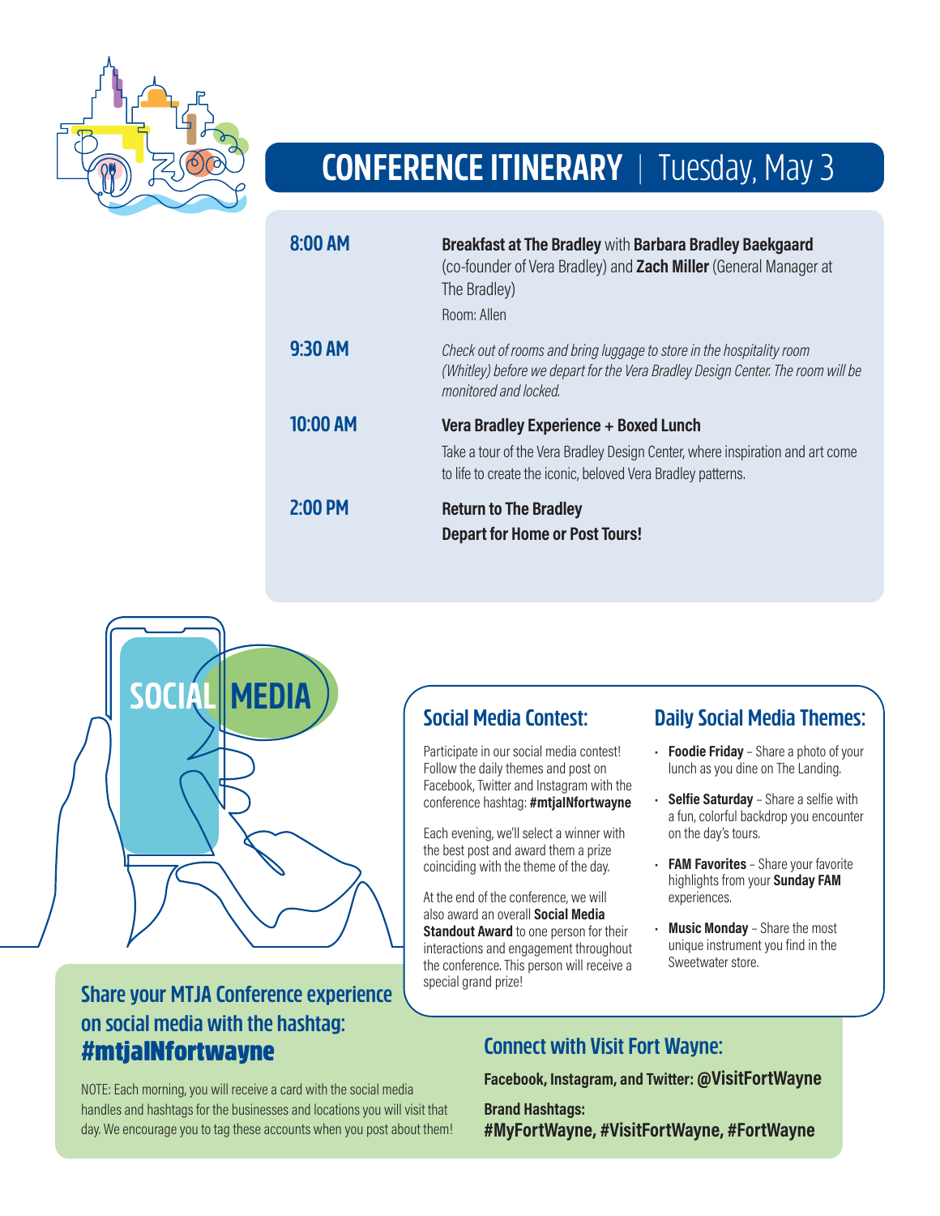# CONFERENCE ITINERARY | Tuesday, May 3

**8:00 AM**

**Breakfast at The Bradley** with **Barbara Bradley Baekgaard** (co-founder of Vera Bradley) and **Zach Miller** (General Manager at The Bradley)

Room: Allen

**9:30 AM**

*Check out of rooms and bring luggage to store in the hospitality room (Whitley) before we depart for the Vera Bradley Design Center. The room will be monitored and locked.*

**10:00 AM**

**Vera Bradley Experience + Boxed Lunch**

Take a tour of the Vera Bradley Design Center, where inspiration and art come to life to create the iconic, beloved Vera Bradley patterns.

**2:00 PM**

**Return to The Bradley**

**Depart for Home or Post Tours!**

## SOCIAL MEDIA

### Social Media Contest:

Participate in our social media contest! Follow the daily themes and post on Facebook, Twitter and Instagram with the conference hashtag: **#mtjaINfortwayne**

Each evening, we'll select a winner with the best post and award them a prize coinciding with the theme of the day.

At the end of the conference, we will also award an overall **Social Media Standout Award** to one person for their interactions and engagement throughout the conference. This person will receive a special grand prize!

### Daily Social Media Themes:

- **Foodie Friday** – Share a photo of your lunch as you dine on The Landing.
- **Selfie Saturday** – Share a selfie with a fun, colorful backdrop you encounter on the day's tours.
- **FAM Favorites** – Share your favorite highlights from your **Sunday FAM** experiences.
- **Music Monday** – Share the most unique instrument you find in the Sweetwater store.

### Share your MTJA Conference experience on social media with the hashtag: #mtjaINfortwayne

NOTE: Each morning, you will receive a card with the social media handles and hashtags for the businesses and locations you will visit that day. We encourage you to tag these accounts when you post about them!

### Connect with Visit Fort Wayne:

**Facebook, Instagram, and Twitter: @VisitFortWayne**

**Brand Hashtags:**
**#MyFortWayne, #VisitFortWayne, #FortWayne**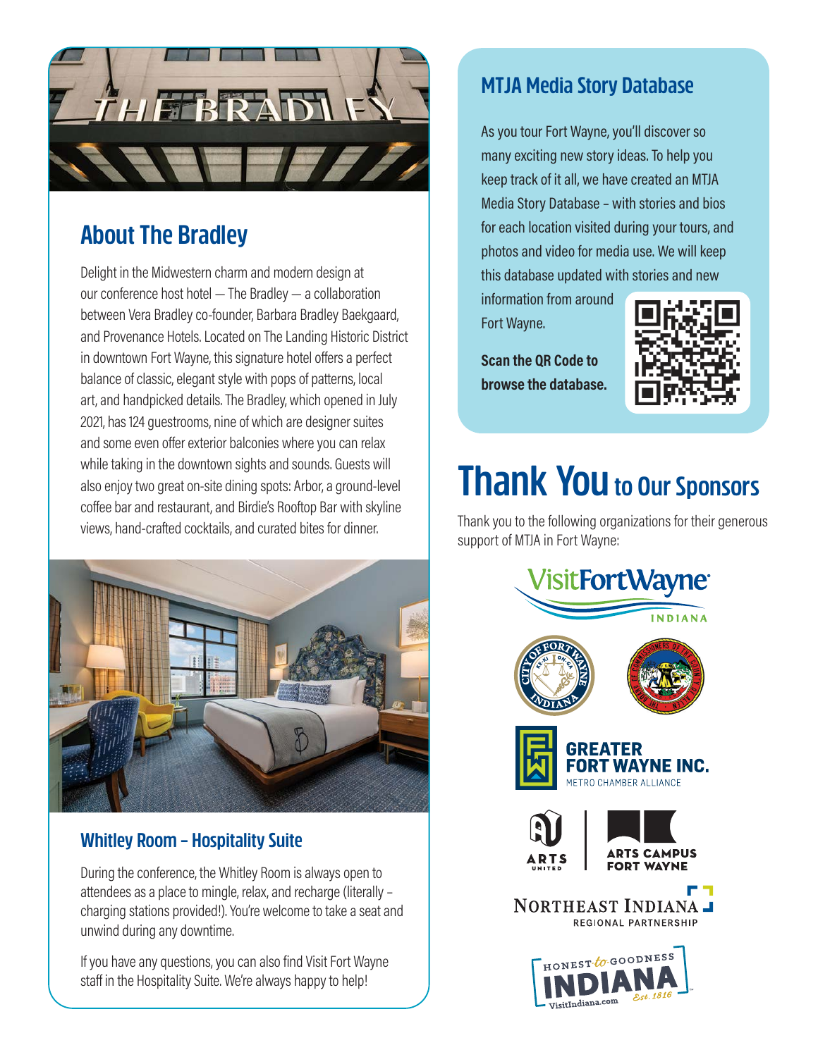## About The Bradley

Delight in the Midwestern charm and modern design at our conference host hotel — The Bradley — a collaboration between Vera Bradley co-founder, Barbara Bradley Baekgaard, and Provenance Hotels. Located on The Landing Historic District in downtown Fort Wayne, this signature hotel offers a perfect balance of classic, elegant style with pops of patterns, local art, and handpicked details. The Bradley, which opened in July 2021, has 124 guestrooms, nine of which are designer suites and some even offer exterior balconies where you can relax while taking in the downtown sights and sounds. Guests will also enjoy two great on-site dining spots: Arbor, a ground-level coffee bar and restaurant, and Birdie's Rooftop Bar with skyline views, hand-crafted cocktails, and curated bites for dinner.

### Whitley Room – Hospitality Suite

During the conference, the Whitley Room is always open to attendees as a place to mingle, relax, and recharge (literally – charging stations provided!). You're welcome to take a seat and unwind during any downtime.

If you have any questions, you can also find Visit Fort Wayne staff in the Hospitality Suite. We're always happy to help!

## MTJA Media Story Database

As you tour Fort Wayne, you'll discover so many exciting new story ideas. To help you keep track of it all, we have created an MTJA Media Story Database – with stories and bios for each location visited during your tours, and photos and video for media use. We will keep this database updated with stories and new information from around Fort Wayne.

**Scan the QR Code to browse the database.**

# Thank You to Our Sponsors

Thank you to the following organizations for their generous support of MTJA in Fort Wayne:

VisitFortWayne Indiana

City of Fort Wayne Indiana

The Board of Commissioners of the County of Allen

Greater Fort Wayne Inc. Metro Chamber Alliance

Arts United | Arts Campus Fort Wayne

Northeast Indiana Regional Partnership

Honest to Goodness Indiana Est. 1816 VisitIndiana.com